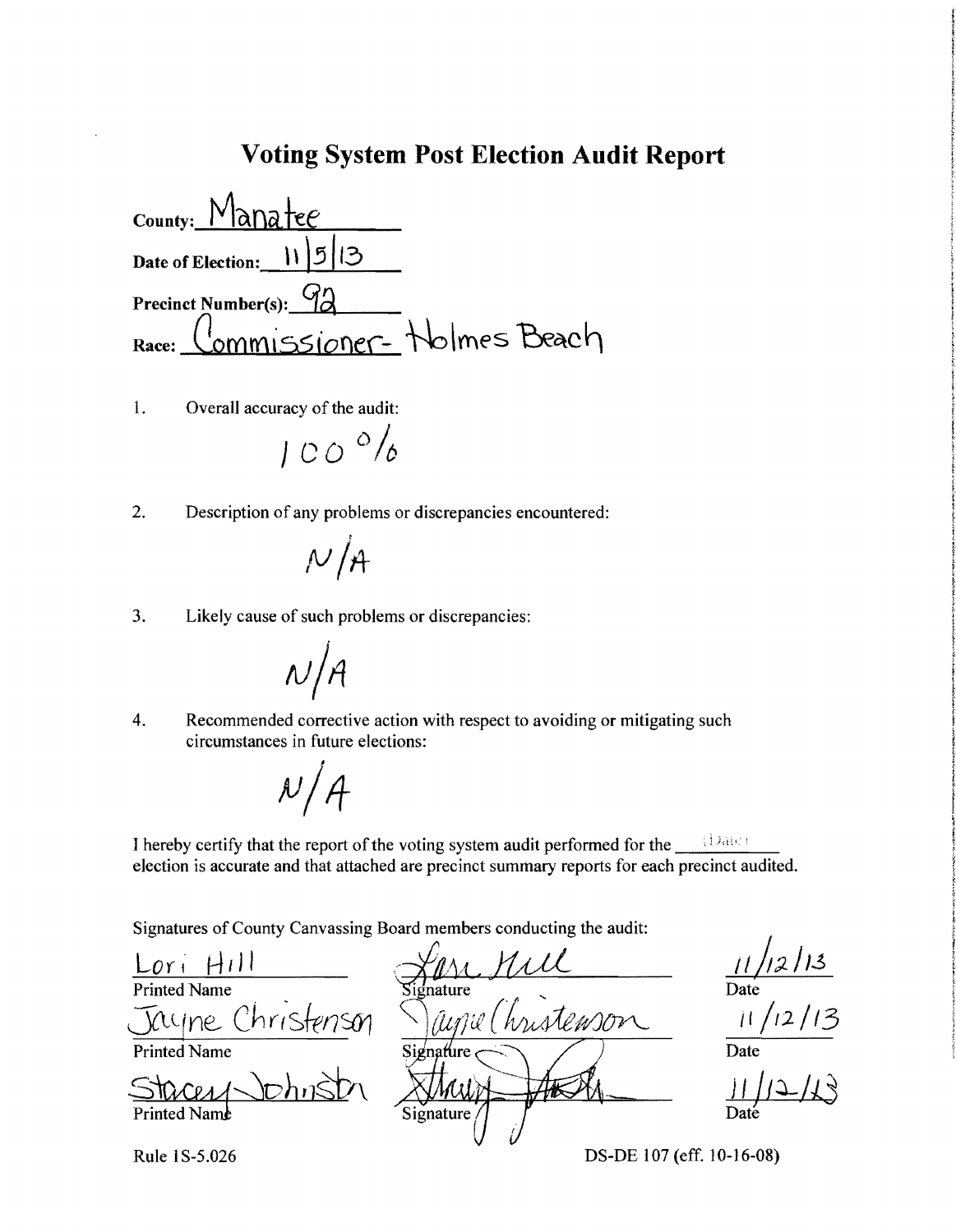# Voting System Post Election Audit Report

**County:** Manatee

**Date of Election:** 11/5/13

**Precinct Number(s):** 92

**Race:** Commissioner- Holmes Beach

1. Overall accuracy of the audit:

   100 %

2. Description of any problems or discrepancies encountered:

   N/A

3. Likely cause of such problems or discrepancies:

   N/A

4. Recommended corrective action with respect to avoiding or mitigating such circumstances in future elections:

   N/A

I hereby certify that the report of the voting system audit performed for the \_\_\_\_(Date)\_\_\_\_ election is accurate and that attached are precinct summary reports for each precinct audited.

Signatures of County Canvassing Board members conducting the audit:

| Printed Name | Signature | Date |
| --- | --- | --- |
| Lori Hill | Lori Hill | 11/12/13 |
| Jayne Christenson | Jayne Christenson | 11/12/13 |
| Stacey Johnston | Stacey Johnston | 11/12/13 |

Rule 1S-5.026

DS-DE 107 (eff. 10-16-08)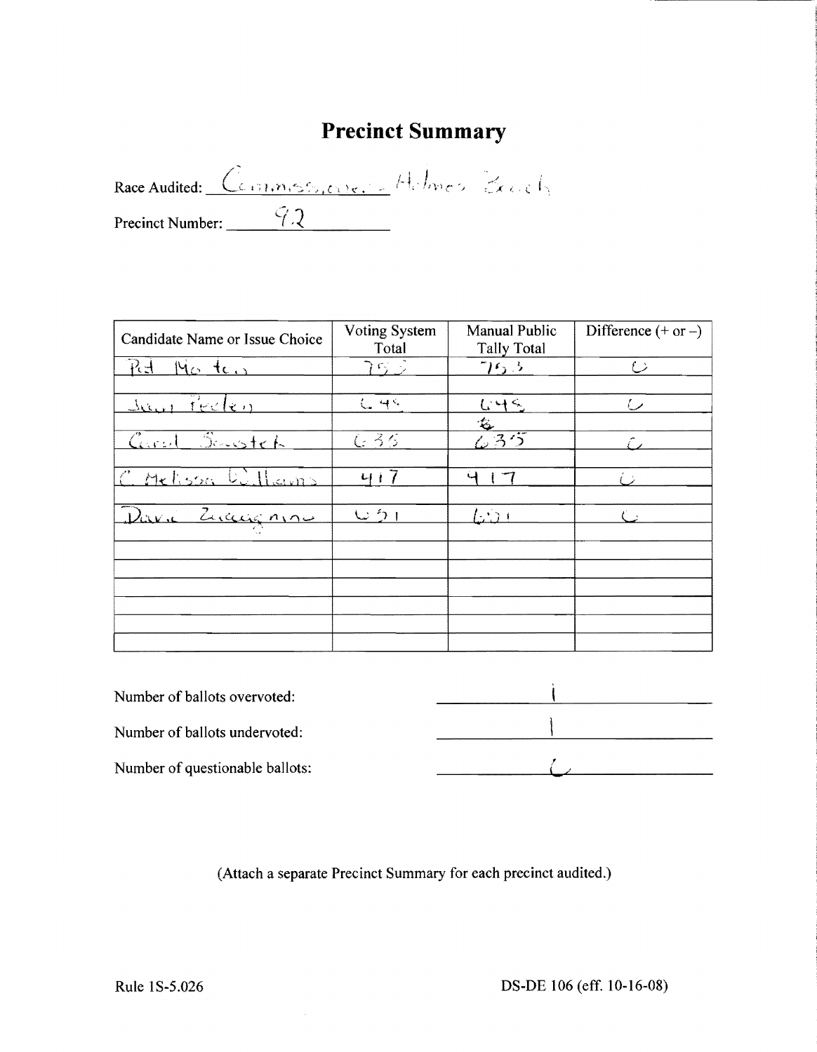# Precinct Summary

Race Audited: Commissioner - Holmes Beach

Precinct Number: 92

| Candidate Name or Issue Choice | Voting System Total | Manual Public Tally Total | Difference (+ or –) |
|---|---|---|---|
| Pat Morton | 753 | 753 | 0 |
| | | | |
| Jean Peelen | 645 | 645 | 0 |
| | | | |
| Carol Soustek | 635 | 635 | 0 |
| | | | |
| C. Melissa Williams | 417 | 417 | 0 |
| | | | |
| David Zaccagnino | 651 | 651 | 0 |
| | | | |
| | | | |
| | | | |
| | | | |
| | | | |
| | | | |

Number of ballots overvoted: 1

Number of ballots undervoted: 1

Number of questionable ballots: 0

(Attach a separate Precinct Summary for each precinct audited.)

Rule 1S-5.026

DS-DE 106 (eff. 10-16-08)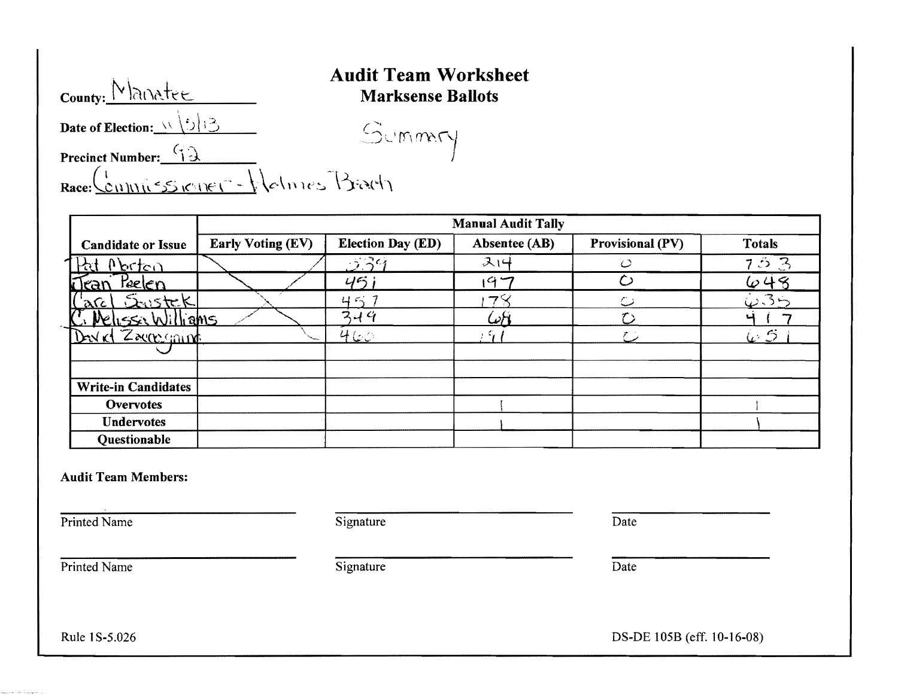# Audit Team Worksheet
## Marksense Ballots

County: Manatee

Date of Election: 11/5/13

Precinct Number: 92

Race: Commissioner - Holmes Beach

Summary

| Candidate or Issue | Manual Audit Tally | | | | |
|---|---|---|---|---|---|
| | Early Voting (EV) | Election Day (ED) | Absentee (AB) | Provisional (PV) | Totals |
| Pat Morton | | 539 | 214 | 0 | 753 |
| Jean Peelen | | 451 | 197 | 0 | 648 |
| Carol Soustek | | 457 | 178 | 0 | 635 |
| C. Melissa Williams | | 349 | 68 | 0 | 417 |
| David Zaccagnino | | 460 | 191 | 0 | 651 |
| | | | | | |
| | | | | | |
| Write-in Candidates | | | | | |
| Overvotes | | | 1 | | 1 |
| Undervotes | | | 1 | | 1 |
| Questionable | | | | | |

**Audit Team Members:**

Printed Name ____________ Signature ____________ Date ____________

Printed Name ____________ Signature ____________ Date ____________

Rule 1S-5.026

DS-DE 105B (eff. 10-16-08)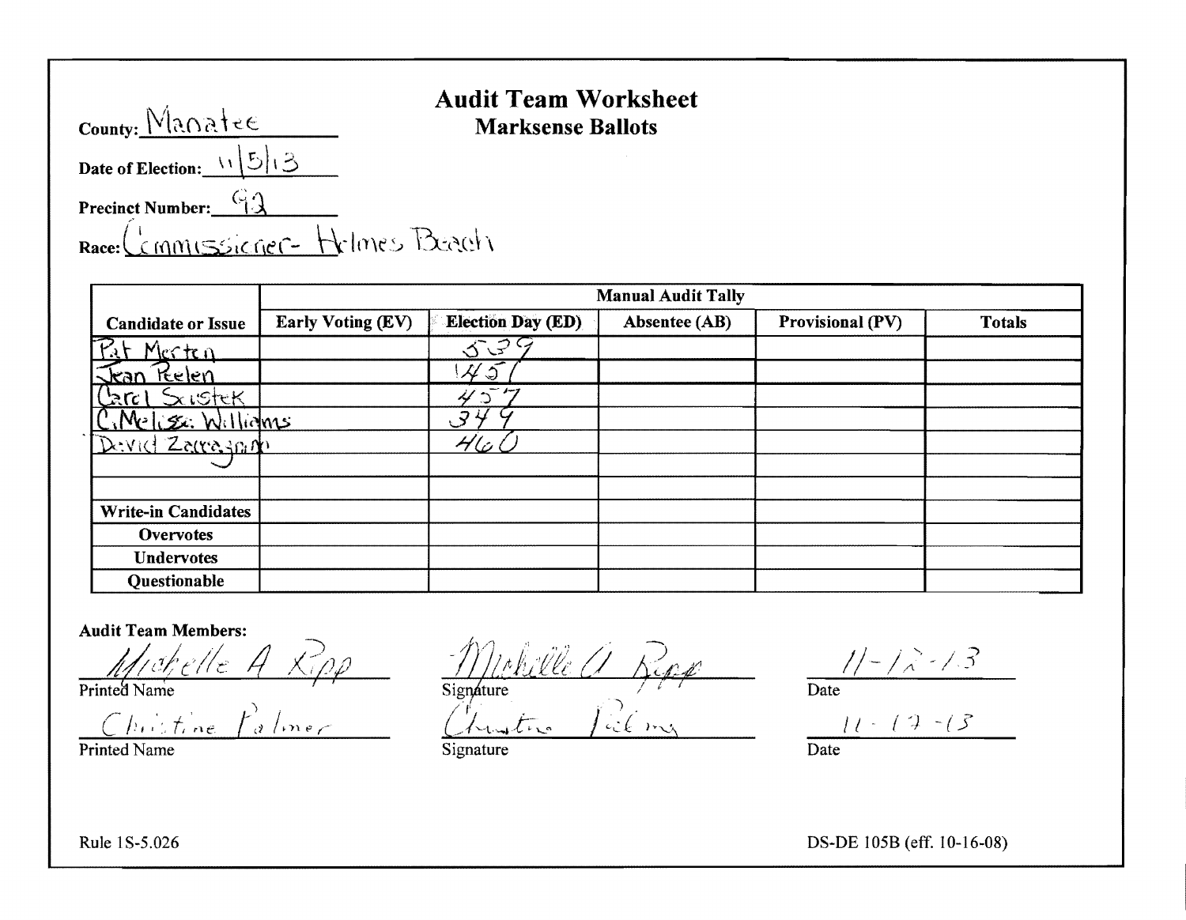# Audit Team Worksheet
## Marksense Ballots

**County:** Manatee

**Date of Election:** 11/5/13

**Precinct Number:** 92

**Race:** Commissioner- Holmes Beach

| Candidate or Issue | Manual Audit Tally | | | | |
|---|---|---|---|---|---|
| | **Early Voting (EV)** | **Election Day (ED)** | **Absentee (AB)** | **Provisional (PV)** | **Totals** |
| Pat Morton | | 539 | | | |
| Jean Peelen | | 451 | | | |
| Carol Soustek | | 457 | | | |
| C. Melissa Williams | | 349 | | | |
| David Zaccagnino | | 460 | | | |
| | | | | | |
| | | | | | |
| **Write-in Candidates** | | | | | |
| **Overvotes** | | | | | |
| **Undervotes** | | | | | |
| **Questionable** | | | | | |

**Audit Team Members:**

| Printed Name | Signature | Date |
|---|---|---|
| Michelle A Ripp | Michelle A Ripp | 11-12-13 |
| Christine Palmer | Christine Palmer | 11-12-13 |

Rule 1S-5.026

DS-DE 105B (eff. 10-16-08)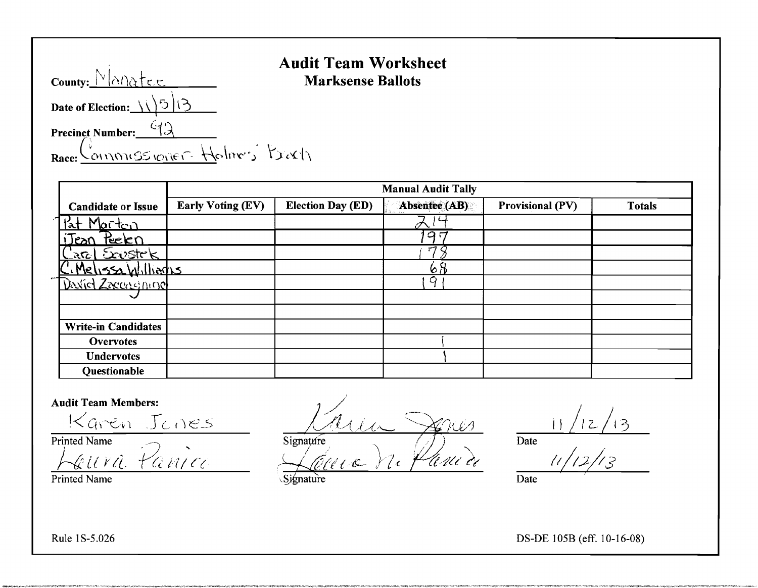# Audit Team Worksheet

## Marksense Ballots

**County:** Manatee

**Date of Election:** 11/5/13

**Precinct Number:** 92

**Race:** Commissioner Holmes Beach

| Candidate or Issue | Manual Audit Tally | | | | |
|---|---|---|---|---|---|
| | **Early Voting (EV)** | **Election Day (ED)** | **Absentee (AB)** | **Provisional (PV)** | **Totals** |
| Pat Morton | | | 214 | | |
| Jean Peelen | | | 197 | | |
| Carol Soustek | | | 178 | | |
| C. Melissa Williams | | | 68 | | |
| David Zaccagnino | | | 191 | | |
| | | | | | |
| | | | | | |
| **Write-in Candidates** | | | | | |
| **Overvotes** | | | 1 | | |
| **Undervotes** | | | 1 | | |
| **Questionable** | | | | | |

**Audit Team Members:**

| Printed Name | Signature | Date |
|---|---|---|
| Karen Jones | Karen Jones | 11/12/13 |
| Laura Panico | Laura M. Panico | 11/12/13 |

Rule 1S-5.026

DS-DE 105B (eff. 10-16-08)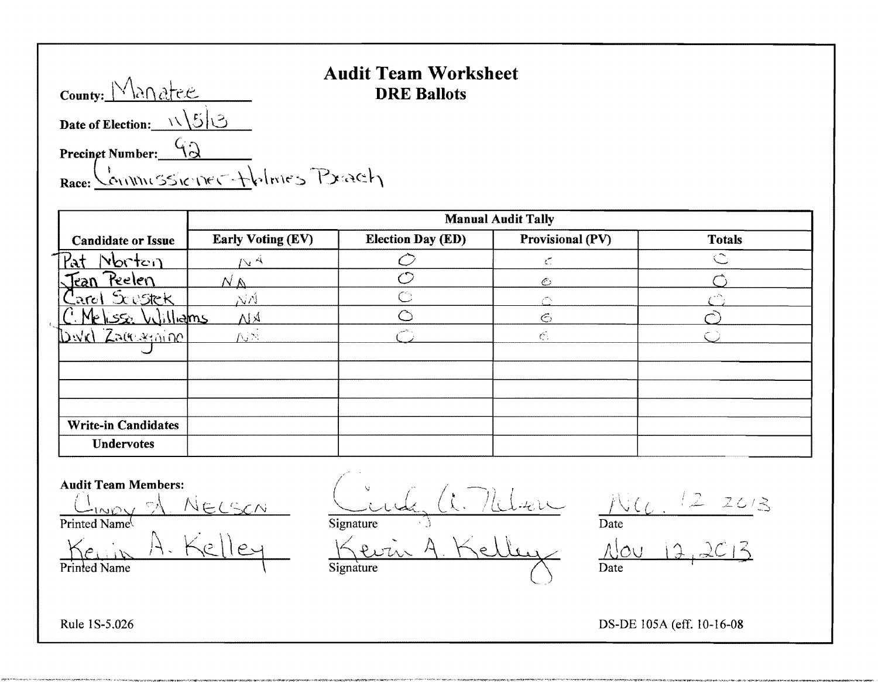# Audit Team Worksheet
## DRE Ballots

**County:** Manatee

**Date of Election:** 11\5\13

**Precinct Number:** 92

**Race:** Commissioner-Holmes Beach

| Candidate or Issue | Manual Audit Tally | | | |
|---|---|---|---|---|
| | **Early Voting (EV)** | **Election Day (ED)** | **Provisional (PV)** | **Totals** |
| Pat Morton | NA | 0 | 0 | 0 |
| Jean Peelen | NA | 0 | 0 | 0 |
| Carol Soustek | NA | 0 | 0 | 0 |
| C. Melissa Williams | NA | 0 | 0 | 0 |
| David Zaccagnino | NA | 0 | 0 | 0 |
| | | | | |
| | | | | |
| | | | | |
| | | | | |
| **Write-in Candidates** | | | | |
| **Undervotes** | | | | |

**Audit Team Members:**

| Printed Name | Signature | Date |
|---|---|---|
| Cindy A. Nelson | Cindy A. Nelson | Nov. 12 2013 |
| Kevin A. Kelley | Kevin A. Kelley | Nov 12, 2013 |

Rule 1S-5.026

DS-DE 105A (eff. 10-16-08)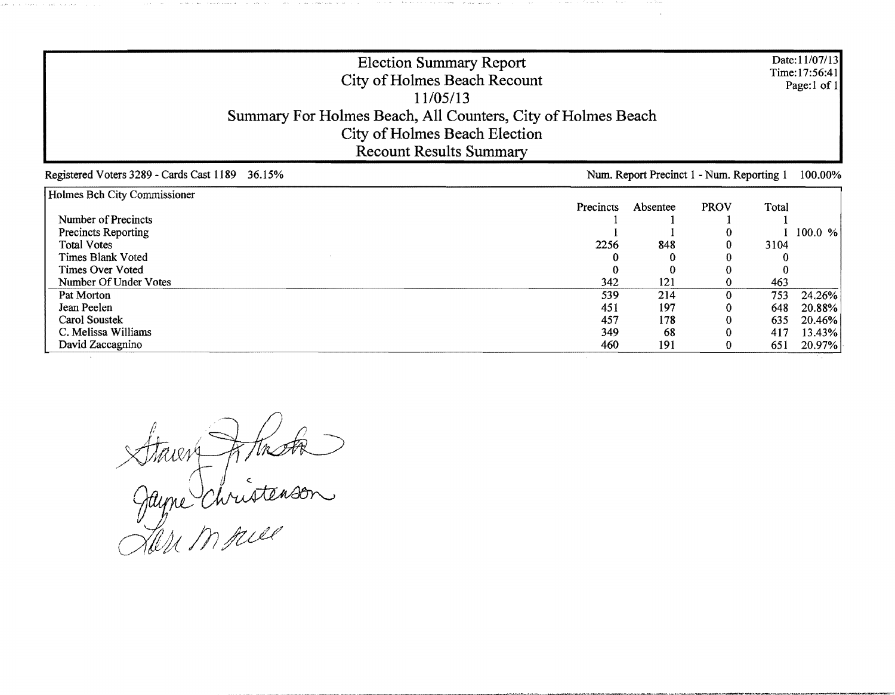# Election Summary Report
## City of Holmes Beach Recount
## 11/05/13
## Summary For Holmes Beach, All Counters, City of Holmes Beach
## City of Holmes Beach Election
## Recount Results Summary

Date:11/07/13
Time:17:56:41
Page:1 of 1

Registered Voters 3289 - Cards Cast 1189 36.15%

Num. Report Precinct 1 - Num. Reporting 1 100.00%

| Holmes Bch City Commissioner | Precincts | Absentee | PROV | Total | |
|---|---|---|---|---|---|
| Number of Precincts | 1 | 1 | 1 | 1 | |
| Precincts Reporting | 1 | 1 | 0 | 1 | 100.0 % |
| Total Votes | 2256 | 848 | 0 | 3104 | |
| Times Blank Voted | 0 | 0 | 0 | 0 | |
| Times Over Voted | 0 | 0 | 0 | 0 | |
| Number Of Under Votes | 342 | 121 | 0 | 463 | |
| Pat Morton | 539 | 214 | 0 | 753 | 24.26% |
| Jean Peelen | 451 | 197 | 0 | 648 | 20.88% |
| Carol Soustek | 457 | 178 | 0 | 635 | 20.46% |
| C. Melissa Williams | 349 | 68 | 0 | 417 | 13.43% |
| David Zaccagnino | 460 | 191 | 0 | 651 | 20.97% |

Jayne Christenson